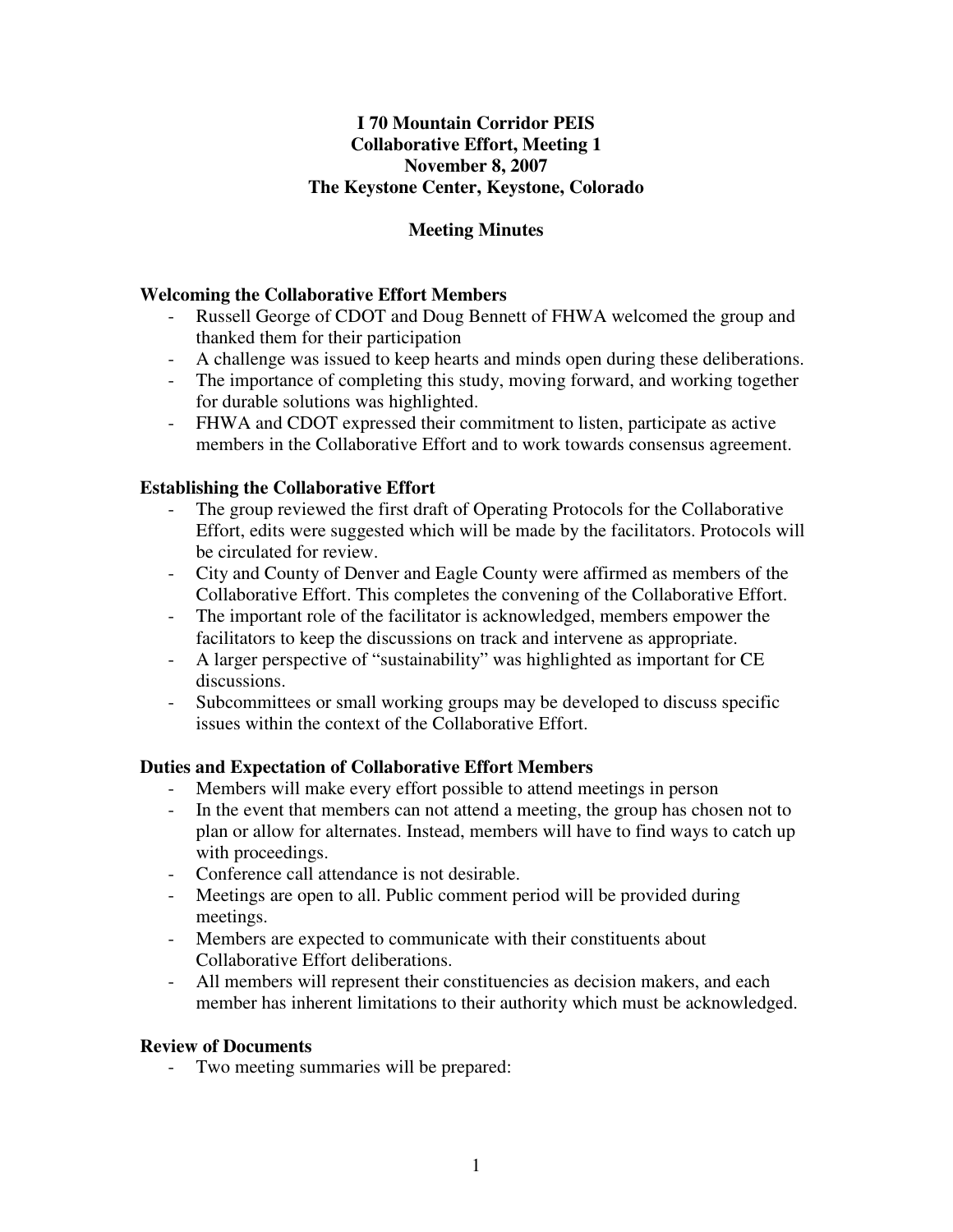# I 70 Mountain Corridor PEIS
# Collaborative Effort, Meeting 1
# November 8, 2007
# The Keystone Center, Keystone, Colorado

## Meeting Minutes

### Welcoming the Collaborative Effort Members

- Russell George of CDOT and Doug Bennett of FHWA welcomed the group and thanked them for their participation
- A challenge was issued to keep hearts and minds open during these deliberations.
- The importance of completing this study, moving forward, and working together for durable solutions was highlighted.
- FHWA and CDOT expressed their commitment to listen, participate as active members in the Collaborative Effort and to work towards consensus agreement.

### Establishing the Collaborative Effort

- The group reviewed the first draft of Operating Protocols for the Collaborative Effort, edits were suggested which will be made by the facilitators. Protocols will be circulated for review.
- City and County of Denver and Eagle County were affirmed as members of the Collaborative Effort. This completes the convening of the Collaborative Effort.
- The important role of the facilitator is acknowledged, members empower the facilitators to keep the discussions on track and intervene as appropriate.
- A larger perspective of "sustainability" was highlighted as important for CE discussions.
- Subcommittees or small working groups may be developed to discuss specific issues within the context of the Collaborative Effort.

### Duties and Expectation of Collaborative Effort Members

- Members will make every effort possible to attend meetings in person
- In the event that members can not attend a meeting, the group has chosen not to plan or allow for alternates. Instead, members will have to find ways to catch up with proceedings.
- Conference call attendance is not desirable.
- Meetings are open to all. Public comment period will be provided during meetings.
- Members are expected to communicate with their constituents about Collaborative Effort deliberations.
- All members will represent their constituencies as decision makers, and each member has inherent limitations to their authority which must be acknowledged.

### Review of Documents

- Two meeting summaries will be prepared: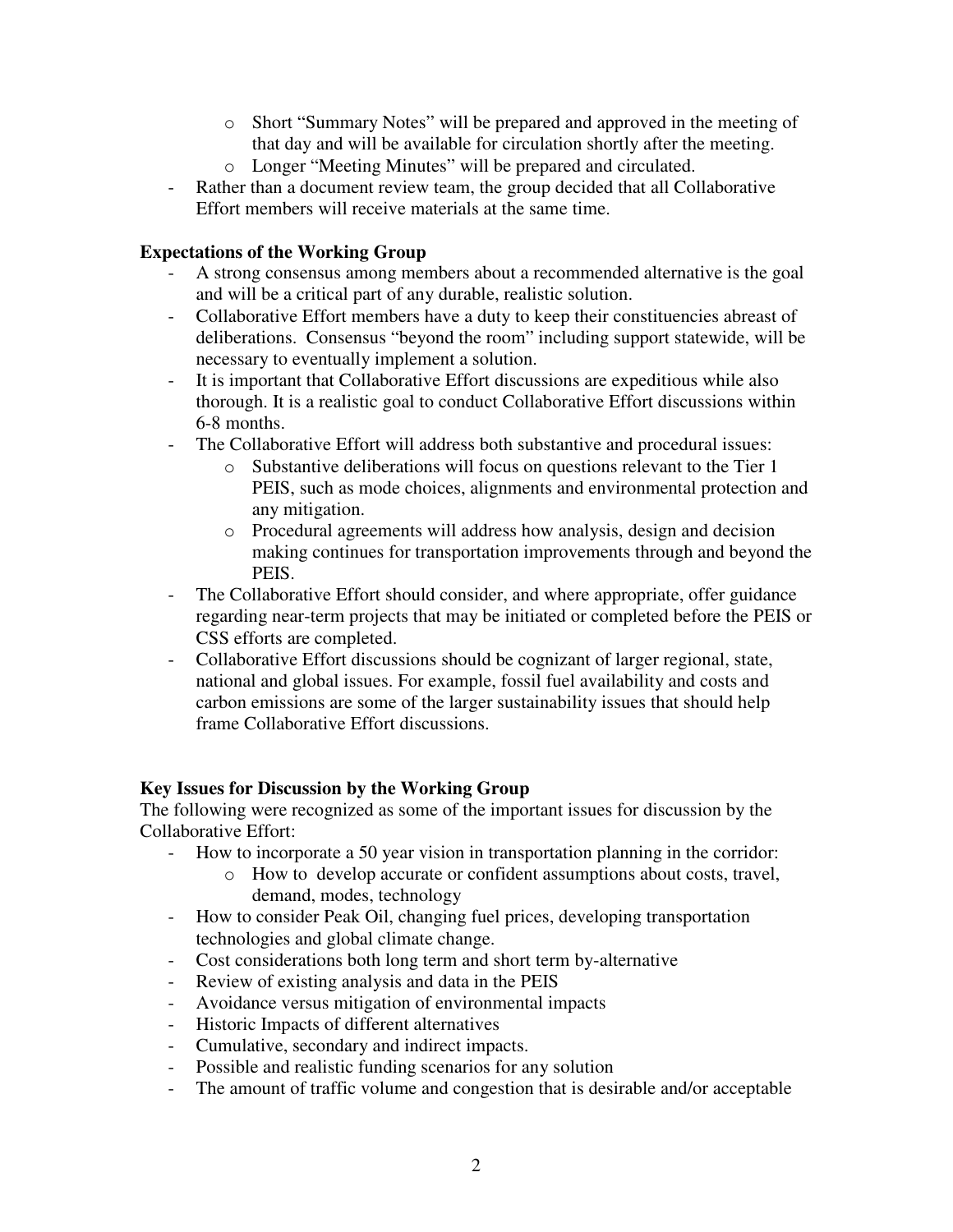- Short "Summary Notes" will be prepared and approved in the meeting of that day and will be available for circulation shortly after the meeting.
  - Longer "Meeting Minutes" will be prepared and circulated.
- Rather than a document review team, the group decided that all Collaborative Effort members will receive materials at the same time.

**Expectations of the Working Group**

- A strong consensus among members about a recommended alternative is the goal and will be a critical part of any durable, realistic solution.
- Collaborative Effort members have a duty to keep their constituencies abreast of deliberations. Consensus "beyond the room" including support statewide, will be necessary to eventually implement a solution.
- It is important that Collaborative Effort discussions are expeditious while also thorough. It is a realistic goal to conduct Collaborative Effort discussions within 6-8 months.
- The Collaborative Effort will address both substantive and procedural issues:
  - Substantive deliberations will focus on questions relevant to the Tier 1 PEIS, such as mode choices, alignments and environmental protection and any mitigation.
  - Procedural agreements will address how analysis, design and decision making continues for transportation improvements through and beyond the PEIS.
- The Collaborative Effort should consider, and where appropriate, offer guidance regarding near-term projects that may be initiated or completed before the PEIS or CSS efforts are completed.
- Collaborative Effort discussions should be cognizant of larger regional, state, national and global issues. For example, fossil fuel availability and costs and carbon emissions are some of the larger sustainability issues that should help frame Collaborative Effort discussions.

**Key Issues for Discussion by the Working Group**

The following were recognized as some of the important issues for discussion by the Collaborative Effort:

- How to incorporate a 50 year vision in transportation planning in the corridor:
  - How to develop accurate or confident assumptions about costs, travel, demand, modes, technology
- How to consider Peak Oil, changing fuel prices, developing transportation technologies and global climate change.
- Cost considerations both long term and short term by-alternative
- Review of existing analysis and data in the PEIS
- Avoidance versus mitigation of environmental impacts
- Historic Impacts of different alternatives
- Cumulative, secondary and indirect impacts.
- Possible and realistic funding scenarios for any solution
- The amount of traffic volume and congestion that is desirable and/or acceptable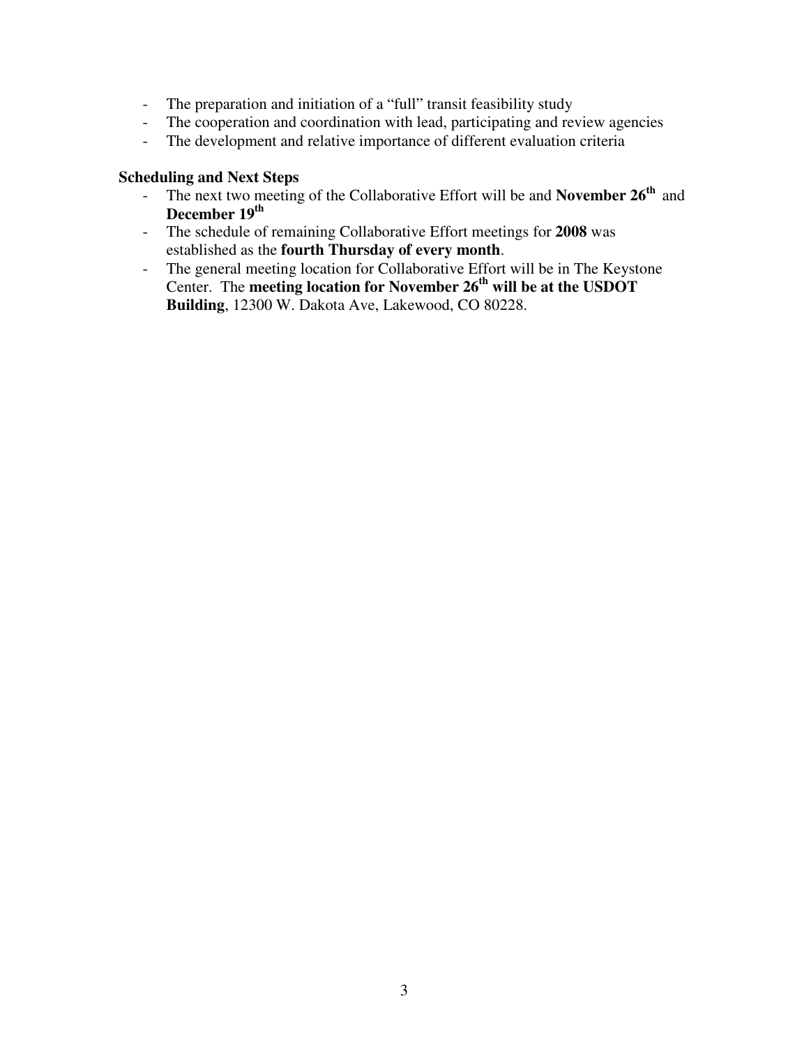- The preparation and initiation of a "full" transit feasibility study
- The cooperation and coordination with lead, participating and review agencies
- The development and relative importance of different evaluation criteria

**Scheduling and Next Steps**

- The next two meeting of the Collaborative Effort will be and **November 26th** and **December 19th**
- The schedule of remaining Collaborative Effort meetings for **2008** was established as the **fourth Thursday of every month**.
- The general meeting location for Collaborative Effort will be in The Keystone Center. The **meeting location for November 26th will be at the USDOT Building**, 12300 W. Dakota Ave, Lakewood, CO 80228.